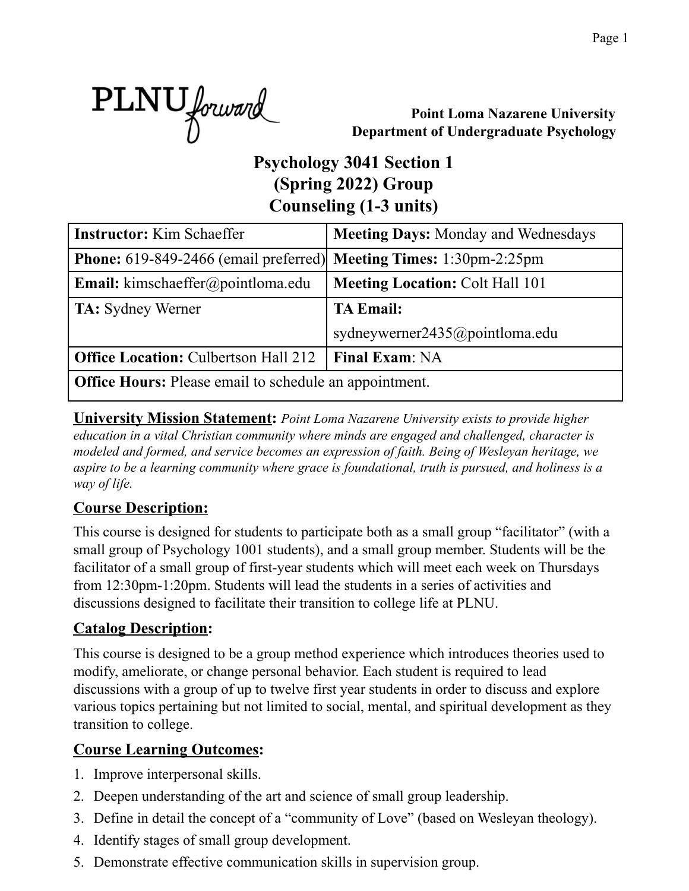PLNU forward

**Point Loma Nazarene University**
**Department of Undergraduate Psychology**

# Psychology 3041 Section 1 (Spring 2022) Group Counseling (1-3 units)

| | |
|---|---|
| **Instructor:** Kim Schaeffer | **Meeting Days:** Monday and Wednesdays |
| **Phone:** 619-849-2466 (email preferred) | **Meeting Times:** 1:30pm-2:25pm |
| **Email:** kimschaeffer@pointloma.edu | **Meeting Location:** Colt Hall 101 |
| **TA:** Sydney Werner | **TA Email:** sydneywerner2435@pointloma.edu |
| **Office Location:** Culbertson Hall 212 | **Final Exam**: NA |
| **Office Hours:** Please email to schedule an appointment. | |

**University Mission Statement:** *Point Loma Nazarene University exists to provide higher education in a vital Christian community where minds are engaged and challenged, character is modeled and formed, and service becomes an expression of faith. Being of Wesleyan heritage, we aspire to be a learning community where grace is foundational, truth is pursued, and holiness is a way of life.*

## Course Description:

This course is designed for students to participate both as a small group "facilitator" (with a small group of Psychology 1001 students), and a small group member. Students will be the facilitator of a small group of first-year students which will meet each week on Thursdays from 12:30pm-1:20pm. Students will lead the students in a series of activities and discussions designed to facilitate their transition to college life at PLNU.

## Catalog Description:

This course is designed to be a group method experience which introduces theories used to modify, ameliorate, or change personal behavior. Each student is required to lead discussions with a group of up to twelve first year students in order to discuss and explore various topics pertaining but not limited to social, mental, and spiritual development as they transition to college.

## Course Learning Outcomes:

1. Improve interpersonal skills.
2. Deepen understanding of the art and science of small group leadership.
3. Define in detail the concept of a "community of Love" (based on Wesleyan theology).
4. Identify stages of small group development.
5. Demonstrate effective communication skills in supervision group.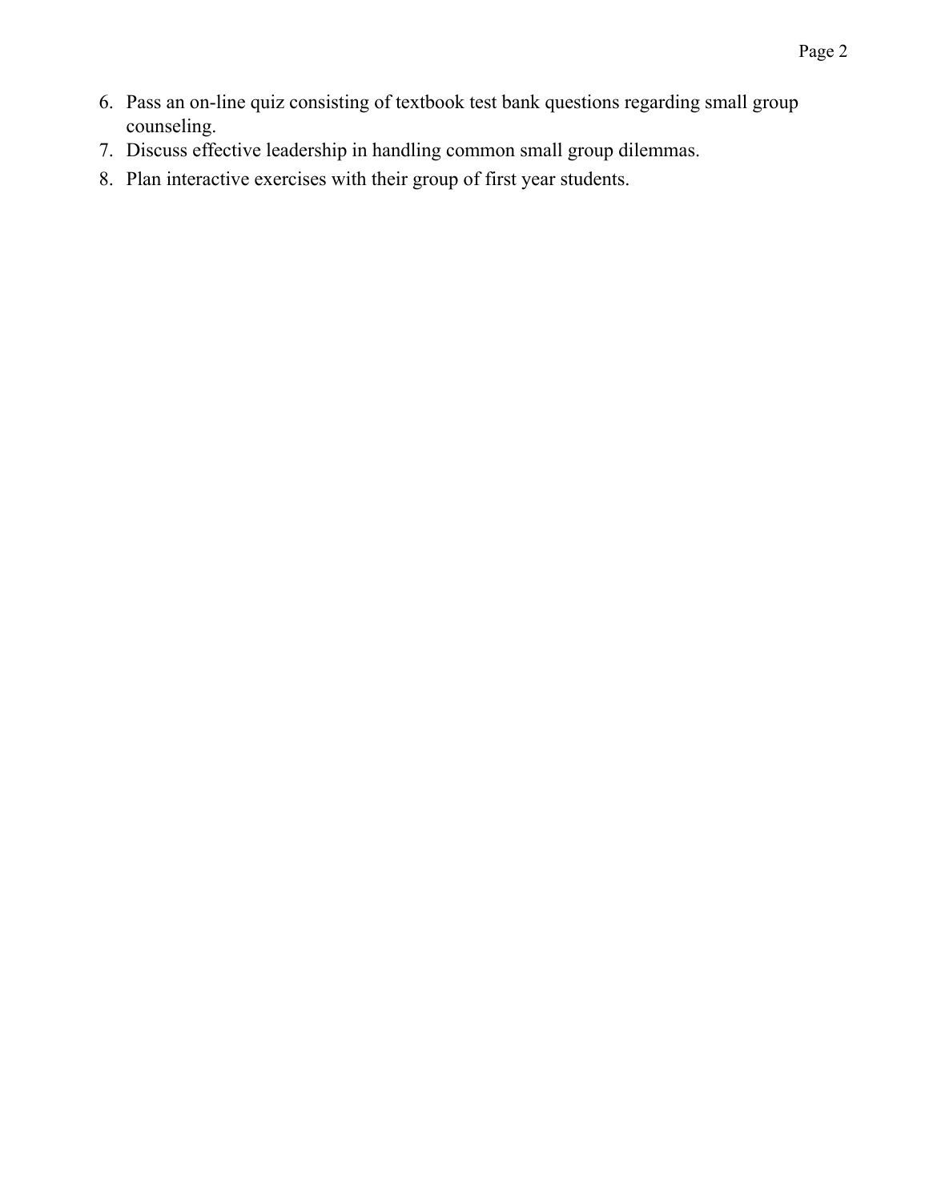6. Pass an on-line quiz consisting of textbook test bank questions regarding small group counseling.
7. Discuss effective leadership in handling common small group dilemmas.
8. Plan interactive exercises with their group of first year students.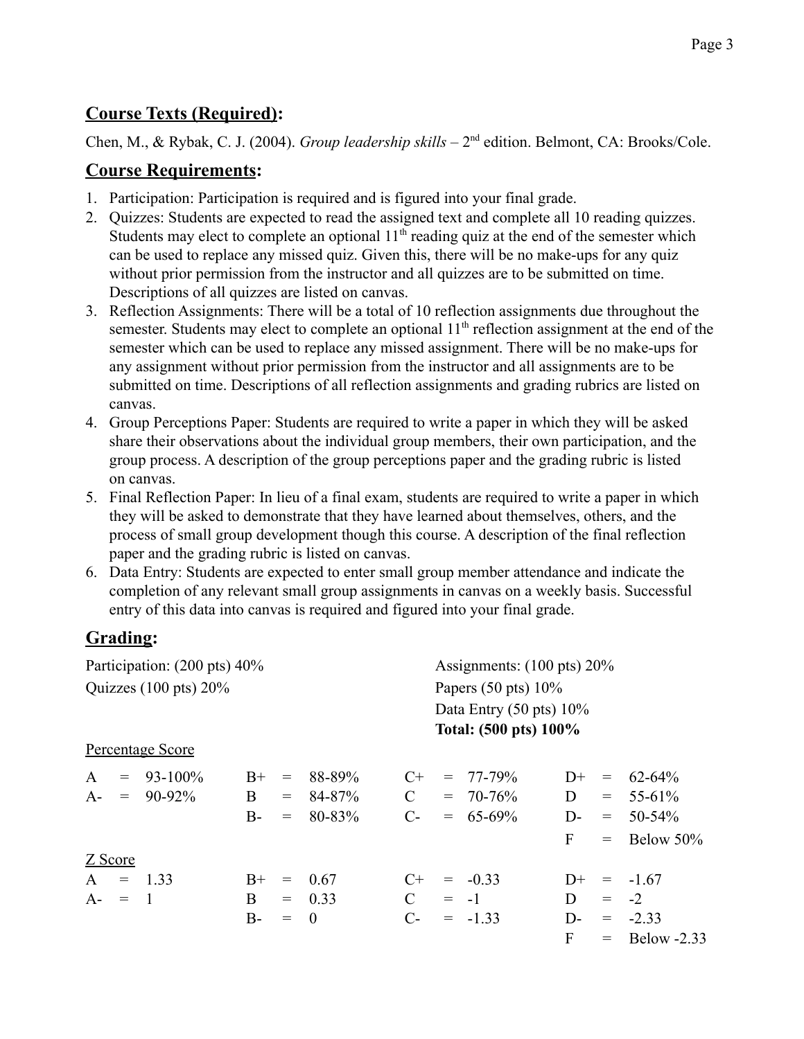## **Course Texts (Required):**

Chen, M., & Rybak, C. J. (2004). *Group leadership skills* – 2nd edition. Belmont, CA: Brooks/Cole.

## **Course Requirements:**

1. Participation: Participation is required and is figured into your final grade.
2. Quizzes: Students are expected to read the assigned text and complete all 10 reading quizzes. Students may elect to complete an optional 11th reading quiz at the end of the semester which can be used to replace any missed quiz. Given this, there will be no make-ups for any quiz without prior permission from the instructor and all quizzes are to be submitted on time. Descriptions of all quizzes are listed on canvas.
3. Reflection Assignments: There will be a total of 10 reflection assignments due throughout the semester. Students may elect to complete an optional 11th reflection assignment at the end of the semester which can be used to replace any missed assignment. There will be no make-ups for any assignment without prior permission from the instructor and all assignments are to be submitted on time. Descriptions of all reflection assignments and grading rubrics are listed on canvas.
4. Group Perceptions Paper: Students are required to write a paper in which they will be asked share their observations about the individual group members, their own participation, and the group process. A description of the group perceptions paper and the grading rubric is listed on canvas.
5. Final Reflection Paper: In lieu of a final exam, students are required to write a paper in which they will be asked to demonstrate that they have learned about themselves, others, and the process of small group development though this course. A description of the final reflection paper and the grading rubric is listed on canvas.
6. Data Entry: Students are expected to enter small group member attendance and indicate the completion of any relevant small group assignments in canvas on a weekly basis. Successful entry of this data into canvas is required and figured into your final grade.

## **Grading:**

Participation: (200 pts) 40%
Quizzes (100 pts) 20%
Assignments: (100 pts) 20%
Papers (50 pts) 10%
Data Entry (50 pts) 10%
**Total: (500 pts) 100%**

Percentage Score

| | | | | | | | |
|---|---|---|---|---|---|---|---|
| A | 93-100% | B+ | 88-89% | C+ | 77-79% | D+ | 62-64% |
| A- | 90-92% | B | 84-87% | C | 70-76% | D | 55-61% |
| | | B- | 80-83% | C- | 65-69% | D- | 50-54% |
| | | | | | | F | Below 50% |

Z Score

| | | | | | | | |
|---|---|---|---|---|---|---|---|
| A | 1.33 | B+ | 0.67 | C+ | -0.33 | D+ | -1.67 |
| A- | 1 | B | 0.33 | C | -1 | D | -2 |
| | | B- | 0 | C- | -1.33 | D- | -2.33 |
| | | | | | | F | Below -2.33 |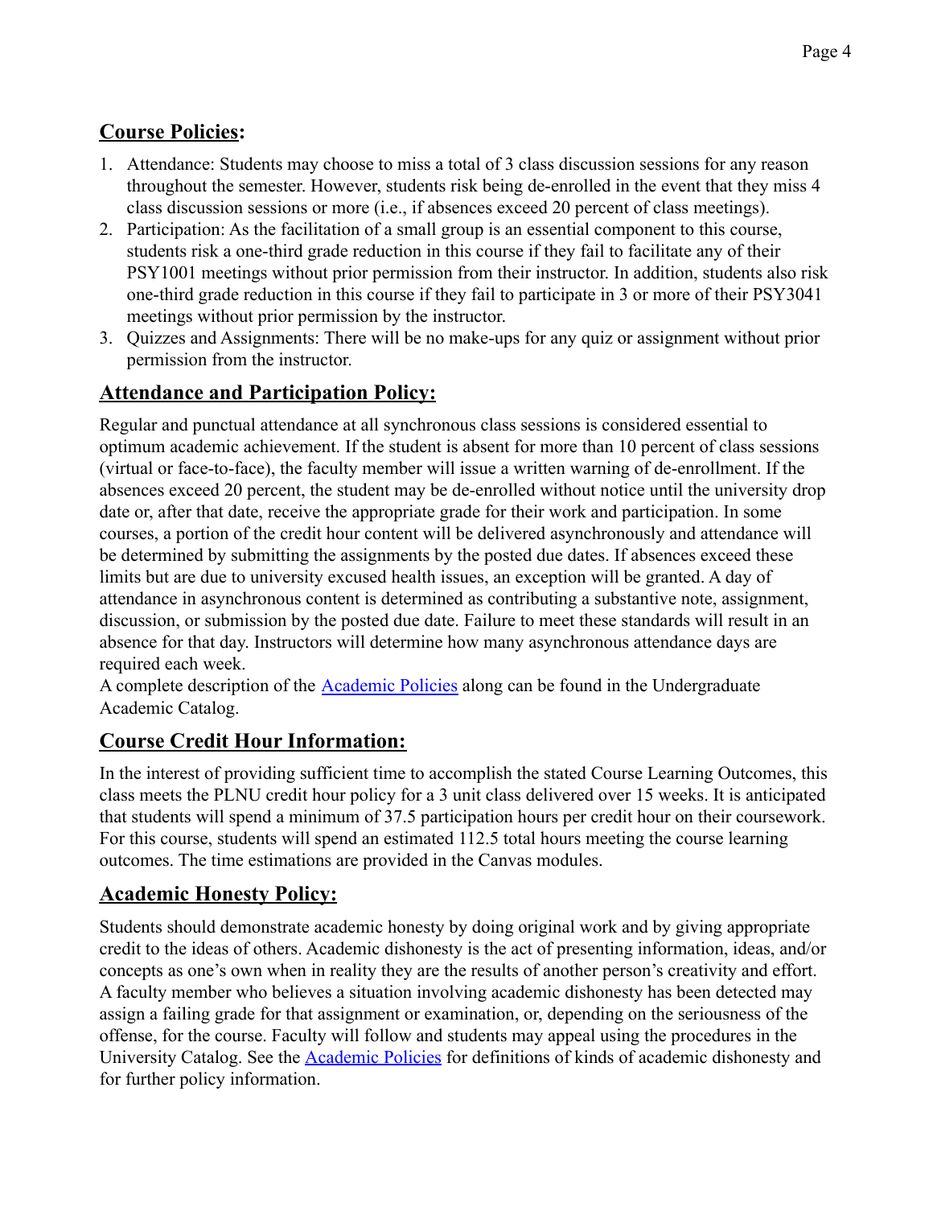## Course Policies:

1. Attendance: Students may choose to miss a total of 3 class discussion sessions for any reason throughout the semester. However, students risk being de-enrolled in the event that they miss 4 class discussion sessions or more (i.e., if absences exceed 20 percent of class meetings).
2. Participation: As the facilitation of a small group is an essential component to this course, students risk a one-third grade reduction in this course if they fail to facilitate any of their PSY1001 meetings without prior permission from their instructor. In addition, students also risk one-third grade reduction in this course if they fail to participate in 3 or more of their PSY3041 meetings without prior permission by the instructor.
3. Quizzes and Assignments: There will be no make-ups for any quiz or assignment without prior permission from the instructor.

## Attendance and Participation Policy:

Regular and punctual attendance at all synchronous class sessions is considered essential to optimum academic achievement. If the student is absent for more than 10 percent of class sessions (virtual or face-to-face), the faculty member will issue a written warning of de-enrollment. If the absences exceed 20 percent, the student may be de-enrolled without notice until the university drop date or, after that date, receive the appropriate grade for their work and participation. In some courses, a portion of the credit hour content will be delivered asynchronously and attendance will be determined by submitting the assignments by the posted due dates. If absences exceed these limits but are due to university excused health issues, an exception will be granted. A day of attendance in asynchronous content is determined as contributing a substantive note, assignment, discussion, or submission by the posted due date. Failure to meet these standards will result in an absence for that day. Instructors will determine how many asynchronous attendance days are required each week.

A complete description of the [Academic Policies]() along can be found in the Undergraduate Academic Catalog.

## Course Credit Hour Information:

In the interest of providing sufficient time to accomplish the stated Course Learning Outcomes, this class meets the PLNU credit hour policy for a 3 unit class delivered over 15 weeks. It is anticipated that students will spend a minimum of 37.5 participation hours per credit hour on their coursework. For this course, students will spend an estimated 112.5 total hours meeting the course learning outcomes. The time estimations are provided in the Canvas modules.

## Academic Honesty Policy:

Students should demonstrate academic honesty by doing original work and by giving appropriate credit to the ideas of others. Academic dishonesty is the act of presenting information, ideas, and/or concepts as one's own when in reality they are the results of another person's creativity and effort. A faculty member who believes a situation involving academic dishonesty has been detected may assign a failing grade for that assignment or examination, or, depending on the seriousness of the offense, for the course. Faculty will follow and students may appeal using the procedures in the University Catalog. See the [Academic Policies]() for definitions of kinds of academic dishonesty and for further policy information.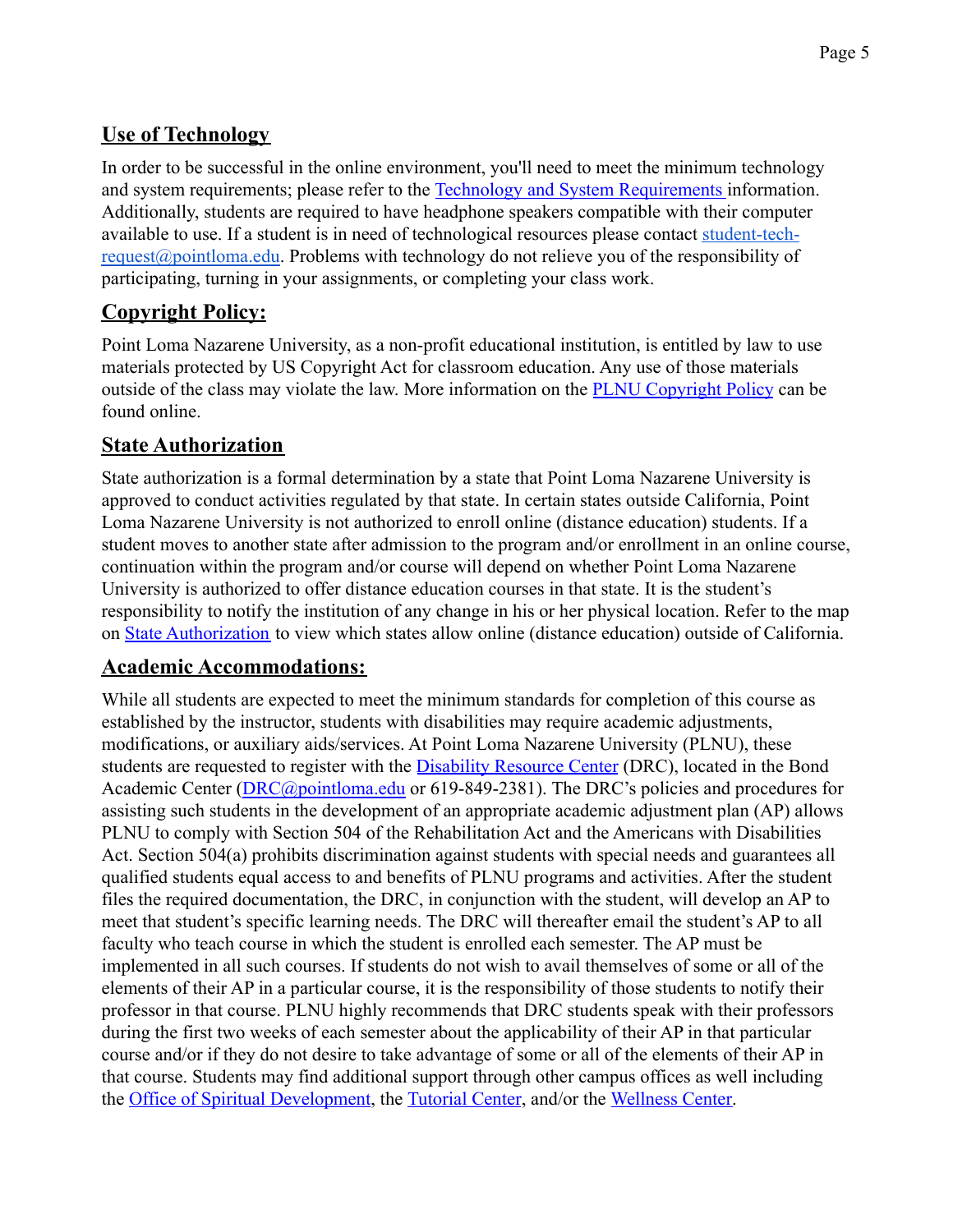## **Use of Technology**

In order to be successful in the online environment, you'll need to meet the minimum technology and system requirements; please refer to the Technology and System Requirements information. Additionally, students are required to have headphone speakers compatible with their computer available to use. If a student is in need of technological resources please contact student-tech-request@pointloma.edu. Problems with technology do not relieve you of the responsibility of participating, turning in your assignments, or completing your class work.

## **Copyright Policy:**

Point Loma Nazarene University, as a non-profit educational institution, is entitled by law to use materials protected by US Copyright Act for classroom education. Any use of those materials outside of the class may violate the law. More information on the PLNU Copyright Policy can be found online.

## **State Authorization**

State authorization is a formal determination by a state that Point Loma Nazarene University is approved to conduct activities regulated by that state. In certain states outside California, Point Loma Nazarene University is not authorized to enroll online (distance education) students. If a student moves to another state after admission to the program and/or enrollment in an online course, continuation within the program and/or course will depend on whether Point Loma Nazarene University is authorized to offer distance education courses in that state. It is the student's responsibility to notify the institution of any change in his or her physical location. Refer to the map on State Authorization to view which states allow online (distance education) outside of California.

## **Academic Accommodations:**

While all students are expected to meet the minimum standards for completion of this course as established by the instructor, students with disabilities may require academic adjustments, modifications, or auxiliary aids/services. At Point Loma Nazarene University (PLNU), these students are requested to register with the Disability Resource Center (DRC), located in the Bond Academic Center (DRC@pointloma.edu or 619-849-2381). The DRC's policies and procedures for assisting such students in the development of an appropriate academic adjustment plan (AP) allows PLNU to comply with Section 504 of the Rehabilitation Act and the Americans with Disabilities Act. Section 504(a) prohibits discrimination against students with special needs and guarantees all qualified students equal access to and benefits of PLNU programs and activities. After the student files the required documentation, the DRC, in conjunction with the student, will develop an AP to meet that student's specific learning needs. The DRC will thereafter email the student's AP to all faculty who teach course in which the student is enrolled each semester. The AP must be implemented in all such courses. If students do not wish to avail themselves of some or all of the elements of their AP in a particular course, it is the responsibility of those students to notify their professor in that course. PLNU highly recommends that DRC students speak with their professors during the first two weeks of each semester about the applicability of their AP in that particular course and/or if they do not desire to take advantage of some or all of the elements of their AP in that course. Students may find additional support through other campus offices as well including the Office of Spiritual Development, the Tutorial Center, and/or the Wellness Center.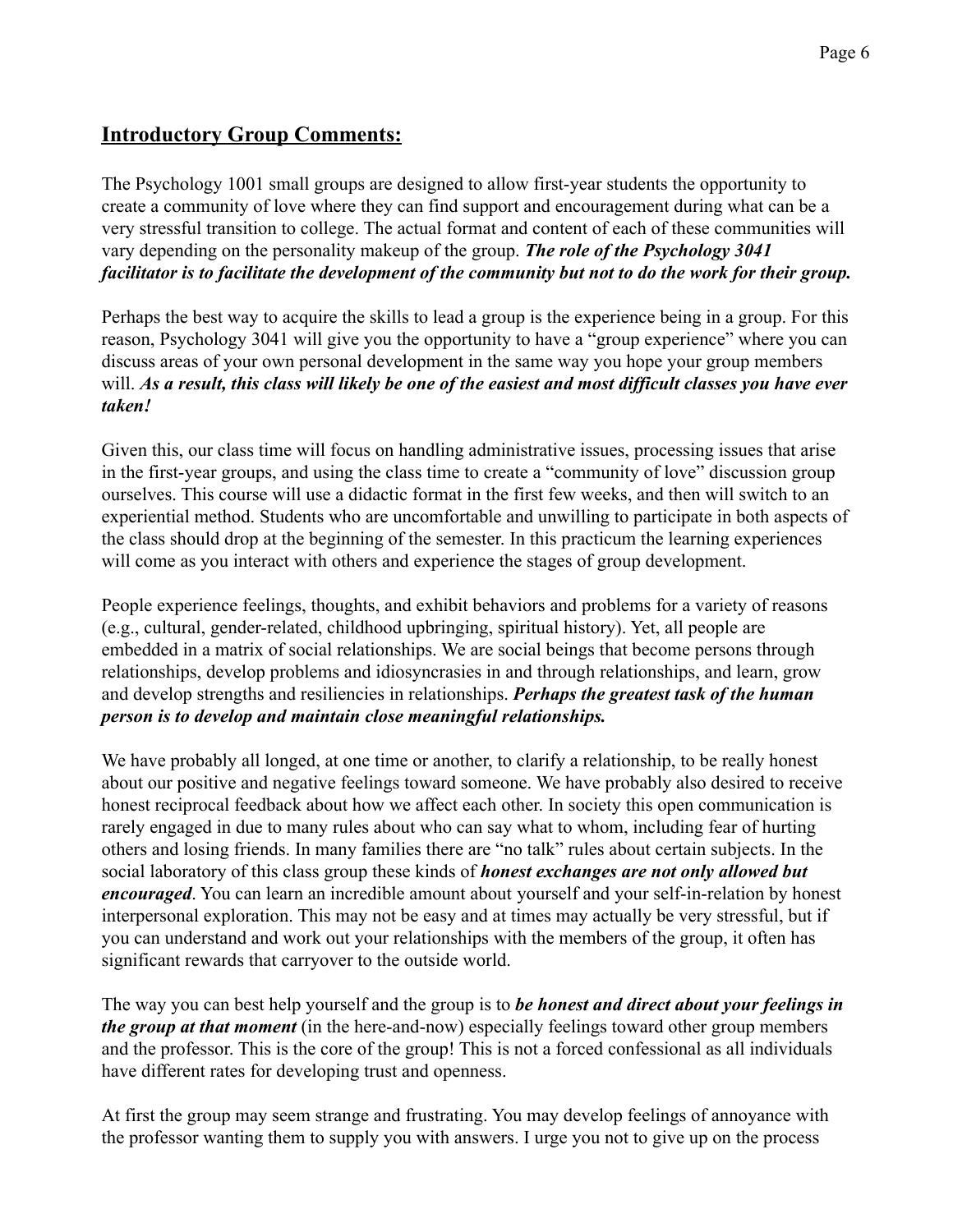## Introductory Group Comments:

The Psychology 1001 small groups are designed to allow first-year students the opportunity to create a community of love where they can find support and encouragement during what can be a very stressful transition to college. The actual format and content of each of these communities will vary depending on the personality makeup of the group. ***The role of the Psychology 3041 facilitator is to facilitate the development of the community but not to do the work for their group.***

Perhaps the best way to acquire the skills to lead a group is the experience being in a group. For this reason, Psychology 3041 will give you the opportunity to have a "group experience" where you can discuss areas of your own personal development in the same way you hope your group members will. ***As a result, this class will likely be one of the easiest and most difficult classes you have ever taken!***

Given this, our class time will focus on handling administrative issues, processing issues that arise in the first-year groups, and using the class time to create a "community of love" discussion group ourselves. This course will use a didactic format in the first few weeks, and then will switch to an experiential method. Students who are uncomfortable and unwilling to participate in both aspects of the class should drop at the beginning of the semester. In this practicum the learning experiences will come as you interact with others and experience the stages of group development.

People experience feelings, thoughts, and exhibit behaviors and problems for a variety of reasons (e.g., cultural, gender-related, childhood upbringing, spiritual history). Yet, all people are embedded in a matrix of social relationships. We are social beings that become persons through relationships, develop problems and idiosyncrasies in and through relationships, and learn, grow and develop strengths and resiliencies in relationships. ***Perhaps the greatest task of the human person is to develop and maintain close meaningful relationships.***

We have probably all longed, at one time or another, to clarify a relationship, to be really honest about our positive and negative feelings toward someone. We have probably also desired to receive honest reciprocal feedback about how we affect each other. In society this open communication is rarely engaged in due to many rules about who can say what to whom, including fear of hurting others and losing friends. In many families there are "no talk" rules about certain subjects. In the social laboratory of this class group these kinds of ***honest exchanges are not only allowed but encouraged***. You can learn an incredible amount about yourself and your self-in-relation by honest interpersonal exploration. This may not be easy and at times may actually be very stressful, but if you can understand and work out your relationships with the members of the group, it often has significant rewards that carryover to the outside world.

The way you can best help yourself and the group is to ***be honest and direct about your feelings in the group at that moment*** (in the here-and-now) especially feelings toward other group members and the professor. This is the core of the group! This is not a forced confessional as all individuals have different rates for developing trust and openness.

At first the group may seem strange and frustrating. You may develop feelings of annoyance with the professor wanting them to supply you with answers. I urge you not to give up on the process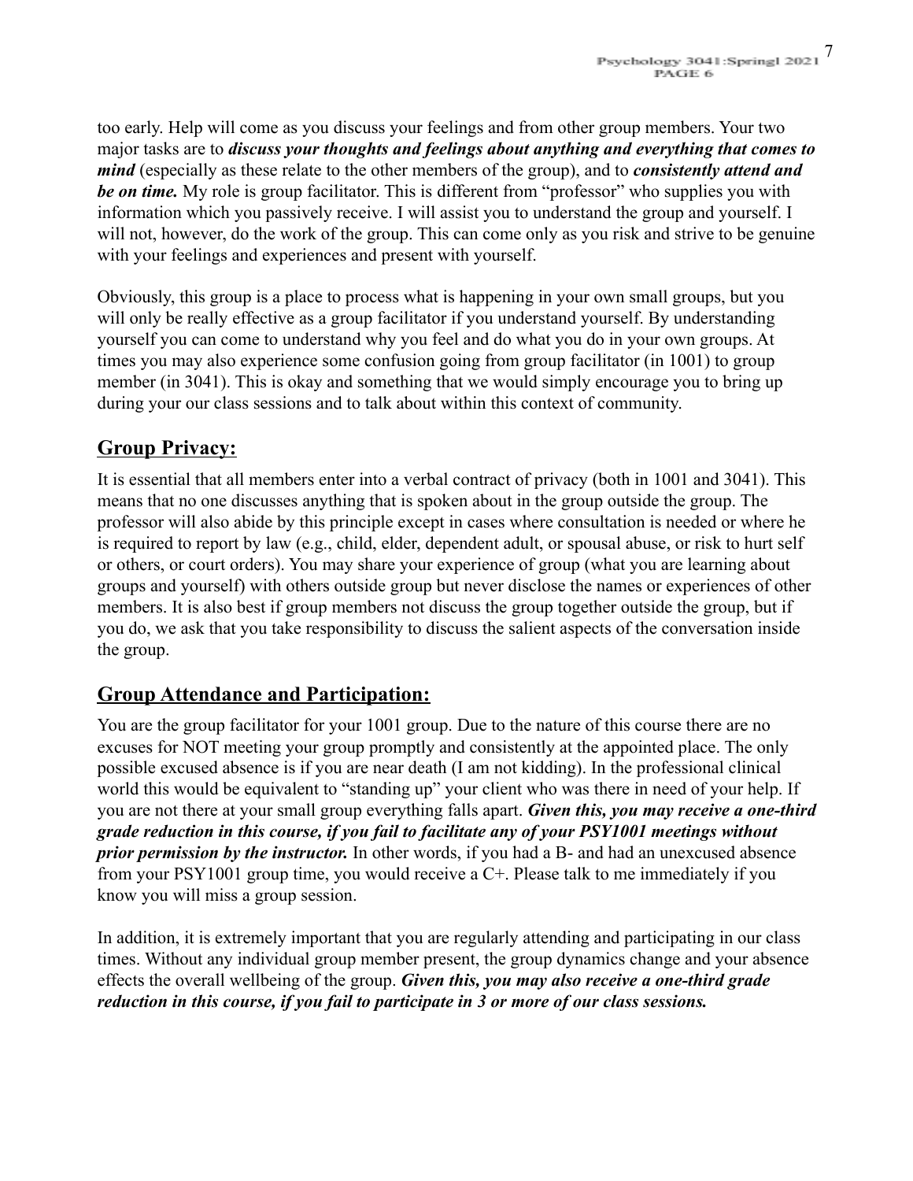too early. Help will come as you discuss your feelings and from other group members. Your two major tasks are to ***discuss your thoughts and feelings about anything and everything that comes to mind*** (especially as these relate to the other members of the group), and to ***consistently attend and be on time.*** My role is group facilitator. This is different from "professor" who supplies you with information which you passively receive. I will assist you to understand the group and yourself. I will not, however, do the work of the group. This can come only as you risk and strive to be genuine with your feelings and experiences and present with yourself.

Obviously, this group is a place to process what is happening in your own small groups, but you will only be really effective as a group facilitator if you understand yourself. By understanding yourself you can come to understand why you feel and do what you do in your own groups. At times you may also experience some confusion going from group facilitator (in 1001) to group member (in 3041). This is okay and something that we would simply encourage you to bring up during your our class sessions and to talk about within this context of community.

## Group Privacy:

It is essential that all members enter into a verbal contract of privacy (both in 1001 and 3041). This means that no one discusses anything that is spoken about in the group outside the group. The professor will also abide by this principle except in cases where consultation is needed or where he is required to report by law (e.g., child, elder, dependent adult, or spousal abuse, or risk to hurt self or others, or court orders). You may share your experience of group (what you are learning about groups and yourself) with others outside group but never disclose the names or experiences of other members. It is also best if group members not discuss the group together outside the group, but if you do, we ask that you take responsibility to discuss the salient aspects of the conversation inside the group.

## Group Attendance and Participation:

You are the group facilitator for your 1001 group. Due to the nature of this course there are no excuses for NOT meeting your group promptly and consistently at the appointed place. The only possible excused absence is if you are near death (I am not kidding). In the professional clinical world this would be equivalent to "standing up" your client who was there in need of your help. If you are not there at your small group everything falls apart. ***Given this, you may receive a one-third grade reduction in this course, if you fail to facilitate any of your PSY1001 meetings without prior permission by the instructor.*** In other words, if you had a B- and had an unexcused absence from your PSY1001 group time, you would receive a C+. Please talk to me immediately if you know you will miss a group session.

In addition, it is extremely important that you are regularly attending and participating in our class times. Without any individual group member present, the group dynamics change and your absence effects the overall wellbeing of the group. ***Given this, you may also receive a one-third grade reduction in this course, if you fail to participate in 3 or more of our class sessions.***